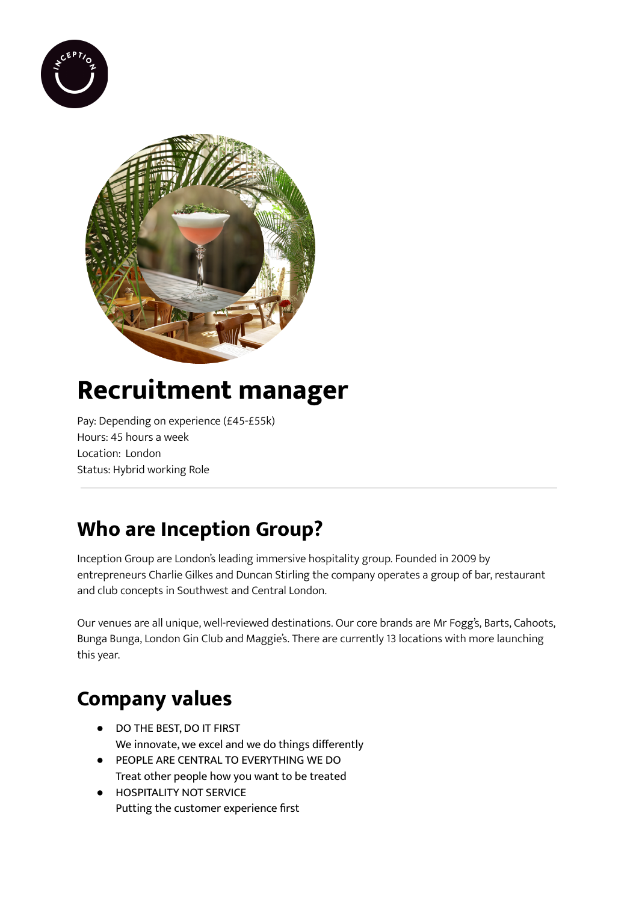# Recruitment manager

Pay: Depending on experience (£45-£55k)
Hours: 45 hours a week
Location: London
Status: Hybrid working Role

---

## Who are Inception Group?

Inception Group are London's leading immersive hospitality group. Founded in 2009 by entrepreneurs Charlie Gilkes and Duncan Stirling the company operates a group of bar, restaurant and club concepts in Southwest and Central London.

Our venues are all unique, well-reviewed destinations. Our core brands are Mr Fogg's, Barts, Cahoots, Bunga Bunga, London Gin Club and Maggie's. There are currently 13 locations with more launching this year.

## Company values

- DO THE BEST, DO IT FIRST
  We innovate, we excel and we do things differently
- PEOPLE ARE CENTRAL TO EVERYTHING WE DO
  Treat other people how you want to be treated
- HOSPITALITY NOT SERVICE
  Putting the customer experience first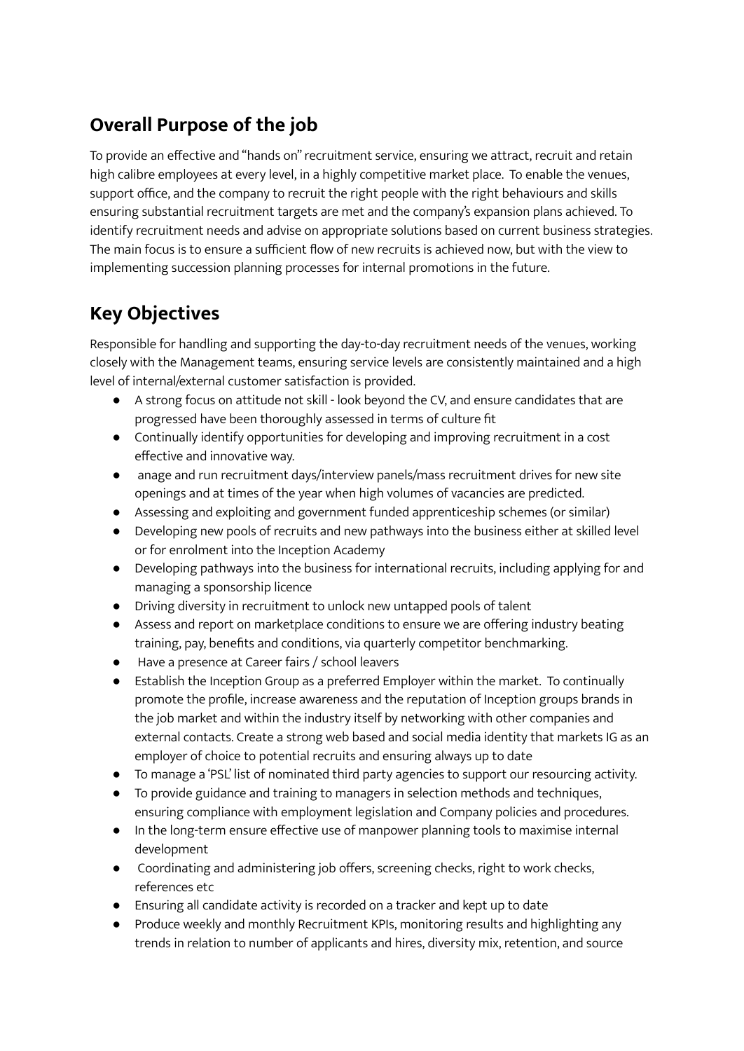## Overall Purpose of the job

To provide an effective and "hands on" recruitment service, ensuring we attract, recruit and retain high calibre employees at every level, in a highly competitive market place. To enable the venues, support office, and the company to recruit the right people with the right behaviours and skills ensuring substantial recruitment targets are met and the company's expansion plans achieved. To identify recruitment needs and advise on appropriate solutions based on current business strategies. The main focus is to ensure a sufficient flow of new recruits is achieved now, but with the view to implementing succession planning processes for internal promotions in the future.

## Key Objectives

Responsible for handling and supporting the day-to-day recruitment needs of the venues, working closely with the Management teams, ensuring service levels are consistently maintained and a high level of internal/external customer satisfaction is provided.

- A strong focus on attitude not skill - look beyond the CV, and ensure candidates that are progressed have been thoroughly assessed in terms of culture fit
- Continually identify opportunities for developing and improving recruitment in a cost effective and innovative way.
- anage and run recruitment days/interview panels/mass recruitment drives for new site openings and at times of the year when high volumes of vacancies are predicted.
- Assessing and exploiting and government funded apprenticeship schemes (or similar)
- Developing new pools of recruits and new pathways into the business either at skilled level or for enrolment into the Inception Academy
- Developing pathways into the business for international recruits, including applying for and managing a sponsorship licence
- Driving diversity in recruitment to unlock new untapped pools of talent
- Assess and report on marketplace conditions to ensure we are offering industry beating training, pay, benefits and conditions, via quarterly competitor benchmarking.
- Have a presence at Career fairs / school leavers
- Establish the Inception Group as a preferred Employer within the market. To continually promote the profile, increase awareness and the reputation of Inception groups brands in the job market and within the industry itself by networking with other companies and external contacts. Create a strong web based and social media identity that markets IG as an employer of choice to potential recruits and ensuring always up to date
- To manage a 'PSL' list of nominated third party agencies to support our resourcing activity.
- To provide guidance and training to managers in selection methods and techniques, ensuring compliance with employment legislation and Company policies and procedures.
- In the long-term ensure effective use of manpower planning tools to maximise internal development
- Coordinating and administering job offers, screening checks, right to work checks, references etc
- Ensuring all candidate activity is recorded on a tracker and kept up to date
- Produce weekly and monthly Recruitment KPIs, monitoring results and highlighting any trends in relation to number of applicants and hires, diversity mix, retention, and source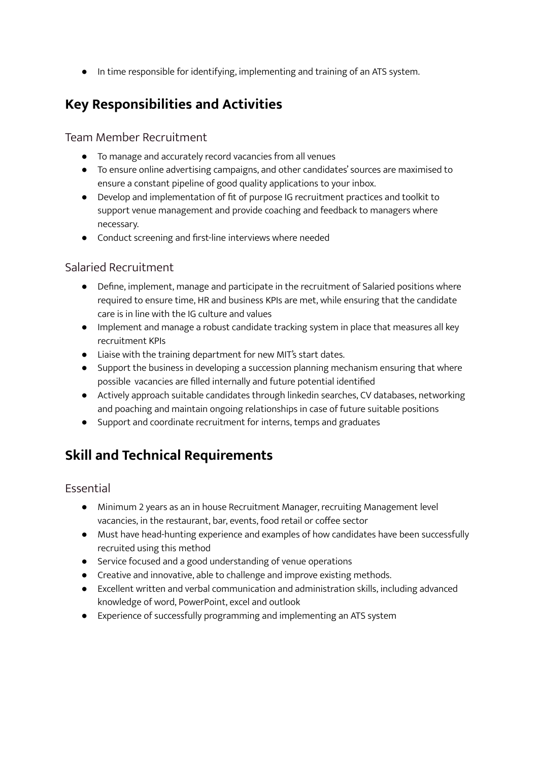- In time responsible for identifying, implementing and training of an ATS system.

## Key Responsibilities and Activities

### Team Member Recruitment

- To manage and accurately record vacancies from all venues
- To ensure online advertising campaigns, and other candidates' sources are maximised to ensure a constant pipeline of good quality applications to your inbox.
- Develop and implementation of fit of purpose IG recruitment practices and toolkit to support venue management and provide coaching and feedback to managers where necessary.
- Conduct screening and first-line interviews where needed

### Salaried Recruitment

- Define, implement, manage and participate in the recruitment of Salaried positions where required to ensure time, HR and business KPIs are met, while ensuring that the candidate care is in line with the IG culture and values
- Implement and manage a robust candidate tracking system in place that measures all key recruitment KPIs
- Liaise with the training department for new MIT's start dates.
- Support the business in developing a succession planning mechanism ensuring that where possible vacancies are filled internally and future potential identified
- Actively approach suitable candidates through linkedin searches, CV databases, networking and poaching and maintain ongoing relationships in case of future suitable positions
- Support and coordinate recruitment for interns, temps and graduates

## Skill and Technical Requirements

### Essential

- Minimum 2 years as an in house Recruitment Manager, recruiting Management level vacancies, in the restaurant, bar, events, food retail or coffee sector
- Must have head-hunting experience and examples of how candidates have been successfully recruited using this method
- Service focused and a good understanding of venue operations
- Creative and innovative, able to challenge and improve existing methods.
- Excellent written and verbal communication and administration skills, including advanced knowledge of word, PowerPoint, excel and outlook
- Experience of successfully programming and implementing an ATS system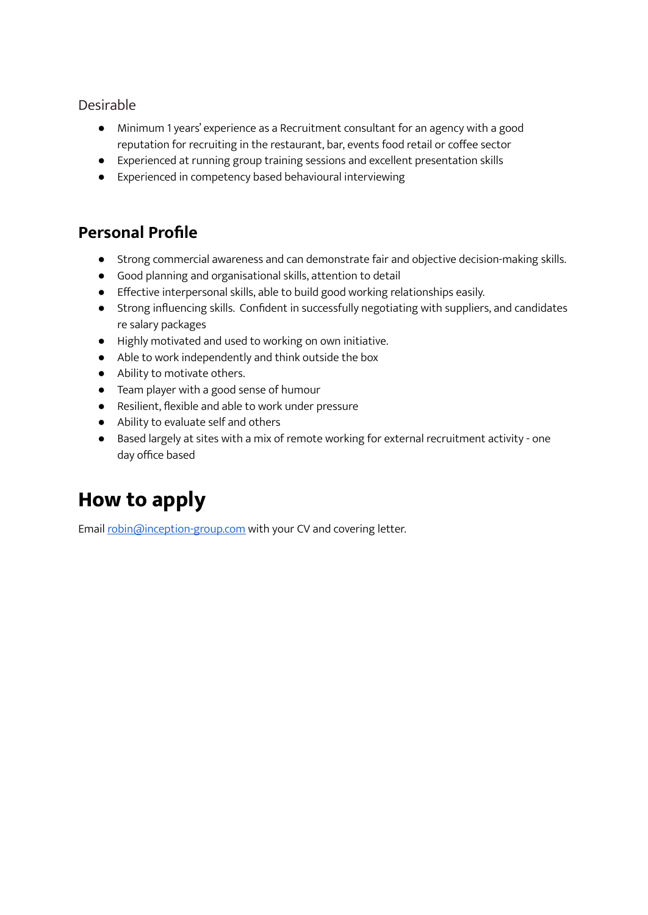Desirable

- Minimum 1 years' experience as a Recruitment consultant for an agency with a good reputation for recruiting in the restaurant, bar, events food retail or coffee sector
- Experienced at running group training sessions and excellent presentation skills
- Experienced in competency based behavioural interviewing

## Personal Profile

- Strong commercial awareness and can demonstrate fair and objective decision-making skills.
- Good planning and organisational skills, attention to detail
- Effective interpersonal skills, able to build good working relationships easily.
- Strong influencing skills.  Confident in successfully negotiating with suppliers, and candidates re salary packages
- Highly motivated and used to working on own initiative.
- Able to work independently and think outside the box
- Ability to motivate others.
- Team player with a good sense of humour
- Resilient, flexible and able to work under pressure
- Ability to evaluate self and others
- Based largely at sites with a mix of remote working for external recruitment activity - one day office based

# How to apply

Email robin@inception-group.com with your CV and covering letter.